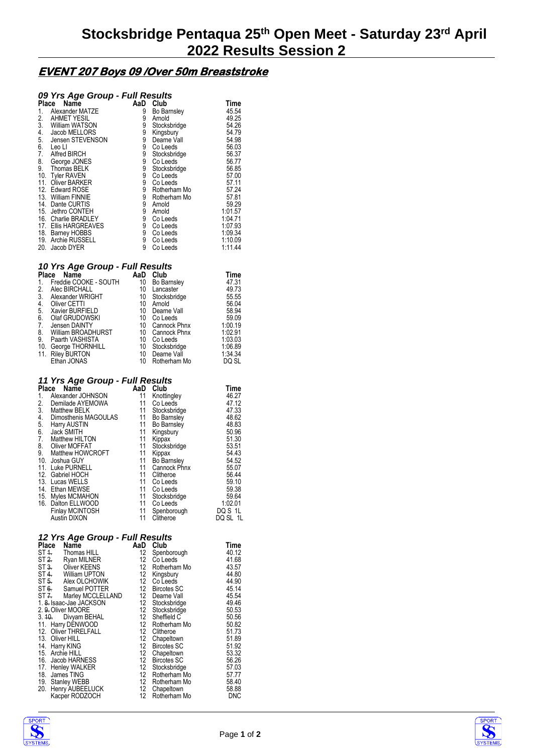# Stocksbridge Pentaqua 25th Open Meet - Saturday 23rd April 2022 Results Session 2

## EVENT 207 Boys 09 /Over 50m Breaststroke

### 09 Yrs Age Group - Full Results

| Place | Name | AaD | Club | Time |
|---|---|---|---|---|
| 1. | Alexander MATZE | 9 | Bo Barnsley | 45.54 |
| 2. | AHMET YESIL | 9 | Arnold | 49.25 |
| 3. | William WATSON | 9 | Stocksbridge | 54.26 |
| 4. | Jacob MELLORS | 9 | Kingsbury | 54.79 |
| 5. | Jensen STEVENSON | 9 | Dearne Vall | 54.98 |
| 6. | Leo LI | 9 | Co Leeds | 56.03 |
| 7. | Alfred BIRCH | 9 | Stocksbridge | 56.37 |
| 8. | George JONES | 9 | Co Leeds | 56.77 |
| 9. | Thomas BELK | 9 | Stocksbridge | 56.85 |
| 10. | Tyler RAVEN | 9 | Co Leeds | 57.00 |
| 11. | Oliver BARKER | 9 | Co Leeds | 57.11 |
| 12. | Edward ROSE | 9 | Rotherham Mo | 57.24 |
| 13. | William FINNIE | 9 | Rotherham Mo | 57.81 |
| 14. | Dante CURTIS | 9 | Arnold | 59.29 |
| 15. | Jethro CONTEH | 9 | Arnold | 1:01.57 |
| 16. | Charlie BRADLEY | 9 | Co Leeds | 1:04.71 |
| 17. | Ellis HARGREAVES | 9 | Co Leeds | 1:07.93 |
| 18. | Barney HOBBS | 9 | Co Leeds | 1:09.34 |
| 19. | Archie RUSSELL | 9 | Co Leeds | 1:10.09 |
| 20. | Jacob DYER | 9 | Co Leeds | 1:11.44 |

### 10 Yrs Age Group - Full Results

| Place | Name | AaD | Club | Time |
|---|---|---|---|---|
| 1. | Freddie COOKE - SOUTH | 10 | Bo Barnsley | 47.31 |
| 2. | Alec BIRCHALL | 10 | Lancaster | 49.73 |
| 3. | Alexander WRIGHT | 10 | Stocksbridge | 55.55 |
| 4. | Oliver CETTI | 10 | Arnold | 56.04 |
| 5. | Xavier BURFIELD | 10 | Dearne Vall | 58.94 |
| 6. | Olaf GRUDOWSKI | 10 | Co Leeds | 59.09 |
| 7. | Jensen DAINTY | 10 | Cannock Phnx | 1:00.19 |
| 8. | William BROADHURST | 10 | Cannock Phnx | 1:02.91 |
| 9. | Paarth VASHISTA | 10 | Co Leeds | 1:03.03 |
| 10. | George THORNHILL | 10 | Stocksbridge | 1:06.89 |
| 11. | Riley BURTON | 10 | Dearne Vall | 1:34.34 |
| | Ethan JONAS | 10 | Rotherham Mo | DQ SL |

### 11 Yrs Age Group - Full Results

| Place | Name | AaD | Club | Time |
|---|---|---|---|---|
| 1. | Alexander JOHNSON | 11 | Knottingley | 46.27 |
| 2. | Demilade AYEMOWA | 11 | Co Leeds | 47.12 |
| 3. | Matthew BELK | 11 | Stocksbridge | 47.33 |
| 4. | Dimosthenis MAGOULAS | 11 | Bo Barnsley | 48.62 |
| 5. | Harry AUSTIN | 11 | Bo Barnsley | 48.83 |
| 6. | Jack SMITH | 11 | Kingsbury | 50.96 |
| 7. | Matthew HILTON | 11 | Kippax | 51.30 |
| 8. | Oliver MOFFAT | 11 | Stocksbridge | 53.51 |
| 9. | Matthew HOWCROFT | 11 | Kippax | 54.43 |
| 10. | Joshua GUY | 11 | Bo Barnsley | 54.52 |
| 11. | Luke PURNELL | 11 | Cannock Phnx | 55.07 |
| 12. | Gabriel HOCH | 11 | Clitheroe | 56.44 |
| 13. | Lucas WELLS | 11 | Co Leeds | 59.10 |
| 14. | Ethan MEWSE | 11 | Co Leeds | 59.38 |
| 15. | Myles MCMAHON | 11 | Stocksbridge | 59.64 |
| 16. | Dalton ELLWOOD | 11 | Co Leeds | 1:02.01 |
| | Finlay MCINTOSH | 11 | Spenborough | DQ S 1L |
| | Austin DIXON | 11 | Clitheroe | DQ SL 1L |

### 12 Yrs Age Group - Full Results

| Place | Name | AaD | Club | Time |
|---|---|---|---|---|
| ST ~~1.~~ | Thomas HILL | 12 | Spenborough | 40.12 |
| ST ~~2.~~ | Ryan MILNER | 12 | Co Leeds | 41.68 |
| ST ~~3.~~ | Oliver KEENS | 12 | Rotherham Mo | 43.57 |
| ST ~~4.~~ | William UPTON | 12 | Kingsbury | 44.80 |
| ST ~~5.~~ | Alex OLCHOWIK | 12 | Co Leeds | 44.90 |
| ST ~~6.~~ | Samuel POTTER | 12 | Bircotes SC | 45.14 |
| ST ~~7.~~ | Marley MCCLELLAND | 12 | Dearne Vall | 45.54 |
| 1. ~~8.~~ | Isaac-Jae JACKSON | 12 | Stocksbridge | 49.46 |
| 2. ~~9.~~ | Oliver MOORE | 12 | Stocksbridge | 50.53 |
| 3. ~~10.~~ | Divyam BEHAL | 12 | Sheffield C | 50.56 |
| 11. | Harry DENWOOD | 12 | Rotherham Mo | 50.82 |
| 12. | Oliver THRELFALL | 12 | Clitheroe | 51.73 |
| 13. | Oliver HILL | 12 | Chapeltown | 51.89 |
| 14. | Harry KING | 12 | Bircotes SC | 51.92 |
| 15. | Archie HILL | 12 | Chapeltown | 53.32 |
| 16. | Jacob HARNESS | 12 | Bircotes SC | 56.26 |
| 17. | Henley WALKER | 12 | Stocksbridge | 57.03 |
| 18. | James TING | 12 | Rotherham Mo | 57.77 |
| 19. | Stanley WEBB | 12 | Rotherham Mo | 58.40 |
| 20. | Henry AUBEELUCK | 12 | Chapeltown | 58.88 |
| | Kacper RODZOCH | 12 | Rotherham Mo | DNC |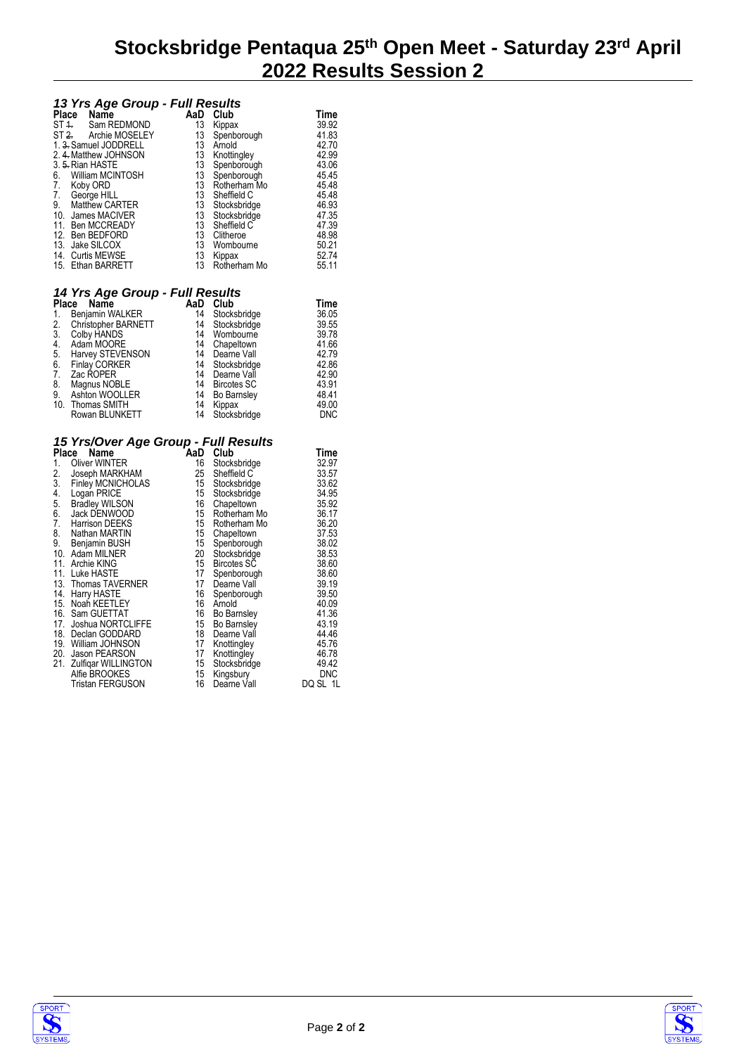# Stocksbridge Pentaqua 25th Open Meet - Saturday 23rd April 2022 Results Session 2

### 13 Yrs Age Group - Full Results

| Place | Name | AaD | Club | Time |
|---|---|---|---|---|
| ST ~~1.~~ | Sam REDMOND | 13 | Kippax | 39.92 |
| ST ~~2.~~ | Archie MOSELEY | 13 | Spenborough | 41.83 |
| 1. ~~3.~~ | Samuel JODDRELL | 13 | Arnold | 42.70 |
| 2. ~~4.~~ | Matthew JOHNSON | 13 | Knottingley | 42.99 |
| 3. ~~5.~~ | Rian HASTE | 13 | Spenborough | 43.06 |
| 6. | William MCINTOSH | 13 | Spenborough | 45.45 |
| 7. | Koby ORD | 13 | Rotherham Mo | 45.48 |
| 7. | George HILL | 13 | Sheffield C | 45.48 |
| 9. | Matthew CARTER | 13 | Stocksbridge | 46.93 |
| 10. | James MACIVER | 13 | Stocksbridge | 47.35 |
| 11. | Ben MCCREADY | 13 | Sheffield C | 47.39 |
| 12. | Ben BEDFORD | 13 | Clitheroe | 48.98 |
| 13. | Jake SILCOX | 13 | Wombourne | 50.21 |
| 14. | Curtis MEWSE | 13 | Kippax | 52.74 |
| 15. | Ethan BARRETT | 13 | Rotherham Mo | 55.11 |

### 14 Yrs Age Group - Full Results

| Place | Name | AaD | Club | Time |
|---|---|---|---|---|
| 1. | Benjamin WALKER | 14 | Stocksbridge | 36.05 |
| 2. | Christopher BARNETT | 14 | Stocksbridge | 39.55 |
| 3. | Colby HANDS | 14 | Wombourne | 39.78 |
| 4. | Adam MOORE | 14 | Chapeltown | 41.66 |
| 5. | Harvey STEVENSON | 14 | Dearne Vall | 42.79 |
| 6. | Finlay CORKER | 14 | Stocksbridge | 42.86 |
| 7. | Zac ROPER | 14 | Dearne Vall | 42.90 |
| 8. | Magnus NOBLE | 14 | Bircotes SC | 43.91 |
| 9. | Ashton WOOLLER | 14 | Bo Barnsley | 48.41 |
| 10. | Thomas SMITH | 14 | Kippax | 49.00 |
| | Rowan BLUNKETT | 14 | Stocksbridge | DNC |

### 15 Yrs/Over Age Group - Full Results

| Place | Name | AaD | Club | Time |
|---|---|---|---|---|
| 1. | Oliver WINTER | 16 | Stocksbridge | 32.97 |
| 2. | Joseph MARKHAM | 25 | Sheffield C | 33.57 |
| 3. | Finley MCNICHOLAS | 15 | Stocksbridge | 33.62 |
| 4. | Logan PRICE | 15 | Stocksbridge | 34.95 |
| 5. | Bradley WILSON | 16 | Chapeltown | 35.92 |
| 6. | Jack DENWOOD | 15 | Rotherham Mo | 36.17 |
| 7. | Harrison DEEKS | 15 | Rotherham Mo | 36.20 |
| 8. | Nathan MARTIN | 15 | Chapeltown | 37.53 |
| 9. | Benjamin BUSH | 15 | Spenborough | 38.02 |
| 10. | Adam MILNER | 20 | Stocksbridge | 38.53 |
| 11. | Archie KING | 15 | Bircotes SC | 38.60 |
| 11. | Luke HASTE | 17 | Spenborough | 38.60 |
| 13. | Thomas TAVERNER | 17 | Dearne Vall | 39.19 |
| 14. | Harry HASTE | 16 | Spenborough | 39.50 |
| 15. | Noah KEETLEY | 16 | Arnold | 40.09 |
| 16. | Sam GUETTAT | 16 | Bo Barnsley | 41.36 |
| 17. | Joshua NORTCLIFFE | 15 | Bo Barnsley | 43.19 |
| 18. | Declan GODDARD | 18 | Dearne Vall | 44.46 |
| 19. | William JOHNSON | 17 | Knottingley | 45.76 |
| 20. | Jason PEARSON | 17 | Knottingley | 46.78 |
| 21. | Zulfiqar WILLINGTON | 15 | Stocksbridge | 49.42 |
| | Alfie BROOKES | 15 | Kingsbury | DNC |
| | Tristan FERGUSON | 16 | Dearne Vall | DQ SL 1L |